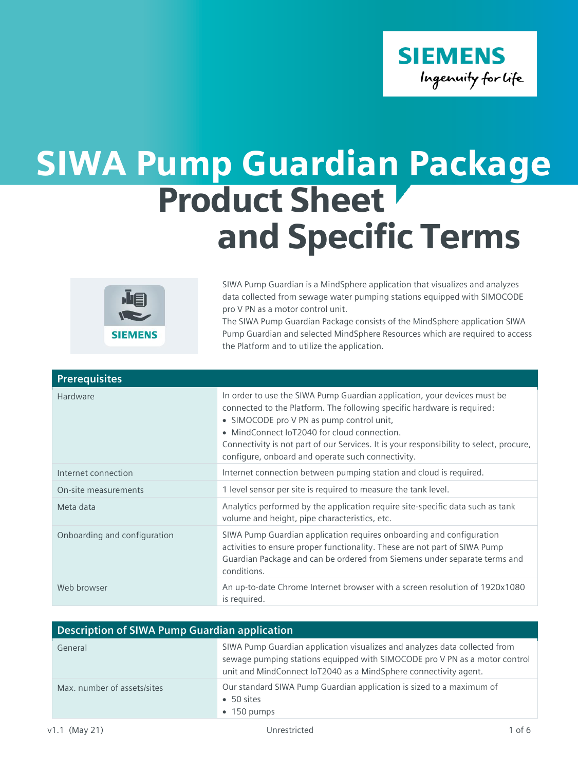# SIWA Pump Guardian Package Product Sheet and Specific Terms

SIWA Pump Guardian is a MindSphere application that visualizes and analyzes data collected from sewage water pumping stations equipped with SIMOCODE pro V PN as a motor control unit.
The SIWA Pump Guardian Package consists of the MindSphere application SIWA Pump Guardian and selected MindSphere Resources which are required to access the Platform and to utilize the application.

| Prerequisites | |
|---|---|
| Hardware | In order to use the SIWA Pump Guardian application, your devices must be connected to the Platform. The following specific hardware is required:<br>• SIMOCODE pro V PN as pump control unit,<br>• MindConnect IoT2040 for cloud connection.<br>Connectivity is not part of our Services. It is your responsibility to select, procure, configure, onboard and operate such connectivity. |
| Internet connection | Internet connection between pumping station and cloud is required. |
| On-site measurements | 1 level sensor per site is required to measure the tank level. |
| Meta data | Analytics performed by the application require site-specific data such as tank volume and height, pipe characteristics, etc. |
| Onboarding and configuration | SIWA Pump Guardian application requires onboarding and configuration activities to ensure proper functionality. These are not part of SIWA Pump Guardian Package and can be ordered from Siemens under separate terms and conditions. |
| Web browser | An up-to-date Chrome Internet browser with a screen resolution of 1920x1080 is required. |

| Description of SIWA Pump Guardian application | |
|---|---|
| General | SIWA Pump Guardian application visualizes and analyzes data collected from sewage pumping stations equipped with SIMOCODE pro V PN as a motor control unit and MindConnect IoT2040 as a MindSphere connectivity agent. |
| Max. number of assets/sites | Our standard SIWA Pump Guardian application is sized to a maximum of<br>• 50 sites<br>• 150 pumps |

v1.1 (May 21) Unrestricted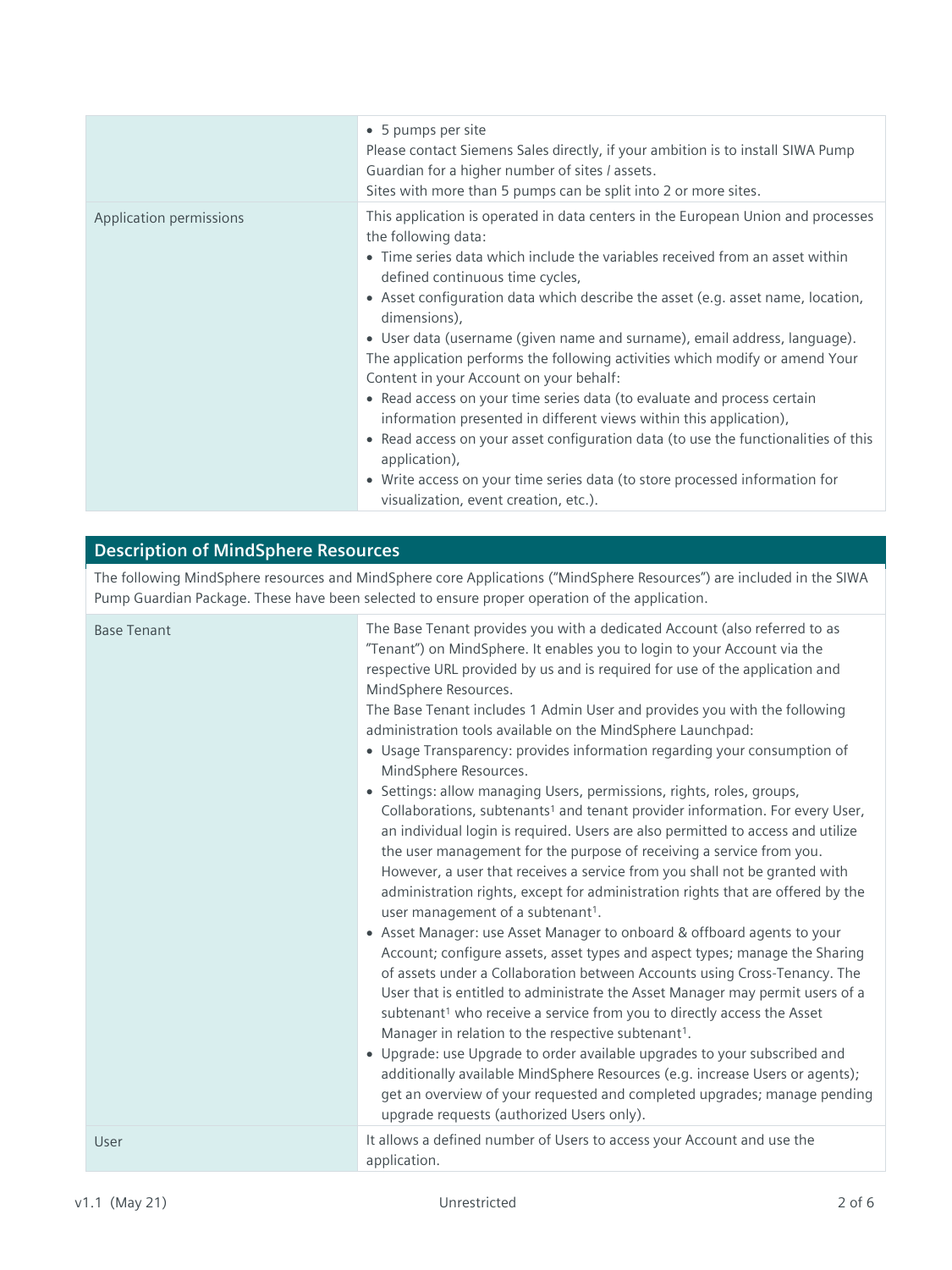| | |
|---|---|
| | • 5 pumps per site<br>Please contact Siemens Sales directly, if your ambition is to install SIWA Pump Guardian for a higher number of sites / assets.<br>Sites with more than 5 pumps can be split into 2 or more sites. |
| Application permissions | This application is operated in data centers in the European Union and processes the following data:<br>• Time series data which include the variables received from an asset within defined continuous time cycles,<br>• Asset configuration data which describe the asset (e.g. asset name, location, dimensions),<br>• User data (username (given name and surname), email address, language).<br>The application performs the following activities which modify or amend Your Content in your Account on your behalf:<br>• Read access on your time series data (to evaluate and process certain information presented in different views within this application),<br>• Read access on your asset configuration data (to use the functionalities of this application),<br>• Write access on your time series data (to store processed information for visualization, event creation, etc.). |

## Description of MindSphere Resources

The following MindSphere resources and MindSphere core Applications ("MindSphere Resources") are included in the SIWA Pump Guardian Package. These have been selected to ensure proper operation of the application.

| | |
|---|---|
| Base Tenant | The Base Tenant provides you with a dedicated Account (also referred to as "Tenant") on MindSphere. It enables you to login to your Account via the respective URL provided by us and is required for use of the application and MindSphere Resources.<br>The Base Tenant includes 1 Admin User and provides you with the following administration tools available on the MindSphere Launchpad:<br>• Usage Transparency: provides information regarding your consumption of MindSphere Resources.<br>• Settings: allow managing Users, permissions, rights, roles, groups, Collaborations, subtenants[1] and tenant provider information. For every User, an individual login is required. Users are also permitted to access and utilize the user management for the purpose of receiving a service from you. However, a user that receives a service from you shall not be granted with administration rights, except for administration rights that are offered by the user management of a subtenant[1].<br>• Asset Manager: use Asset Manager to onboard & offboard agents to your Account; configure assets, asset types and aspect types; manage the Sharing of assets under a Collaboration between Accounts using Cross-Tenancy. The User that is entitled to administrate the Asset Manager may permit users of a subtenant[1] who receive a service from you to directly access the Asset Manager in relation to the respective subtenant[1].<br>• Upgrade: use Upgrade to order available upgrades to your subscribed and additionally available MindSphere Resources (e.g. increase Users or agents); get an overview of your requested and completed upgrades; manage pending upgrade requests (authorized Users only). |
| User | It allows a defined number of Users to access your Account and use the application. |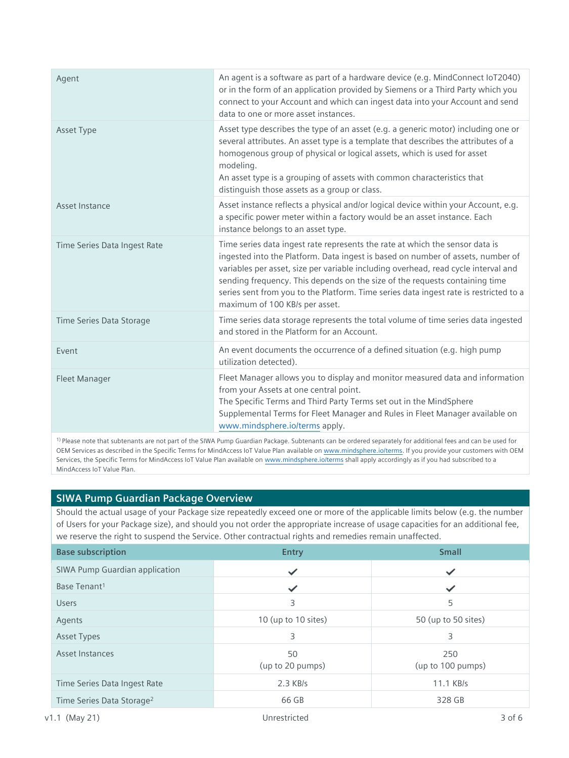| | |
|---|---|
| Agent | An agent is a software as part of a hardware device (e.g. MindConnect IoT2040) or in the form of an application provided by Siemens or a Third Party which you connect to your Account and which can ingest data into your Account and send data to one or more asset instances. |
| Asset Type | Asset type describes the type of an asset (e.g. a generic motor) including one or several attributes. An asset type is a template that describes the attributes of a homogenous group of physical or logical assets, which is used for asset modeling.<br>An asset type is a grouping of assets with common characteristics that distinguish those assets as a group or class. |
| Asset Instance | Asset instance reflects a physical and/or logical device within your Account, e.g. a specific power meter within a factory would be an asset instance. Each instance belongs to an asset type. |
| Time Series Data Ingest Rate | Time series data ingest rate represents the rate at which the sensor data is ingested into the Platform. Data ingest is based on number of assets, number of variables per asset, size per variable including overhead, read cycle interval and sending frequency. This depends on the size of the requests containing time series sent from you to the Platform. Time series data ingest rate is restricted to a maximum of 100 KB/s per asset. |
| Time Series Data Storage | Time series data storage represents the total volume of time series data ingested and stored in the Platform for an Account. |
| Event | An event documents the occurrence of a defined situation (e.g. high pump utilization detected). |
| Fleet Manager | Fleet Manager allows you to display and monitor measured data and information from your Assets at one central point.<br>The Specific Terms and Third Party Terms set out in the MindSphere Supplemental Terms for Fleet Manager and Rules in Fleet Manager available on www.mindsphere.io/terms apply. |

[1)] Please note that subtenants are not part of the SIWA Pump Guardian Package. Subtenants can be ordered separately for additional fees and can be used for OEM Services as described in the Specific Terms for MindAccess IoT Value Plan available on www.mindsphere.io/terms. If you provide your customers with OEM Services, the Specific Terms for MindAccess IoT Value Plan available on www.mindsphere.io/terms shall apply accordingly as if you had subscribed to a MindAccess IoT Value Plan.

## SIWA Pump Guardian Package Overview

Should the actual usage of your Package size repeatedly exceed one or more of the applicable limits below (e.g. the number of Users for your Package size), and should you not order the appropriate increase of usage capacities for an additional fee, we reserve the right to suspend the Service. Other contractual rights and remedies remain unaffected.

| Base subscription | Entry | Small |
|---|---|---|
| SIWA Pump Guardian application | ✓ | ✓ |
| Base Tenant[1] | ✓ | ✓ |
| Users | 3 | 5 |
| Agents | 10 (up to 10 sites) | 50 (up to 50 sites) |
| Asset Types | 3 | 3 |
| Asset Instances | 50<br>(up to 20 pumps) | 250<br>(up to 100 pumps) |
| Time Series Data Ingest Rate | 2.3 KB/s | 11.1 KB/s |
| Time Series Data Storage[2] | 66 GB | 328 GB |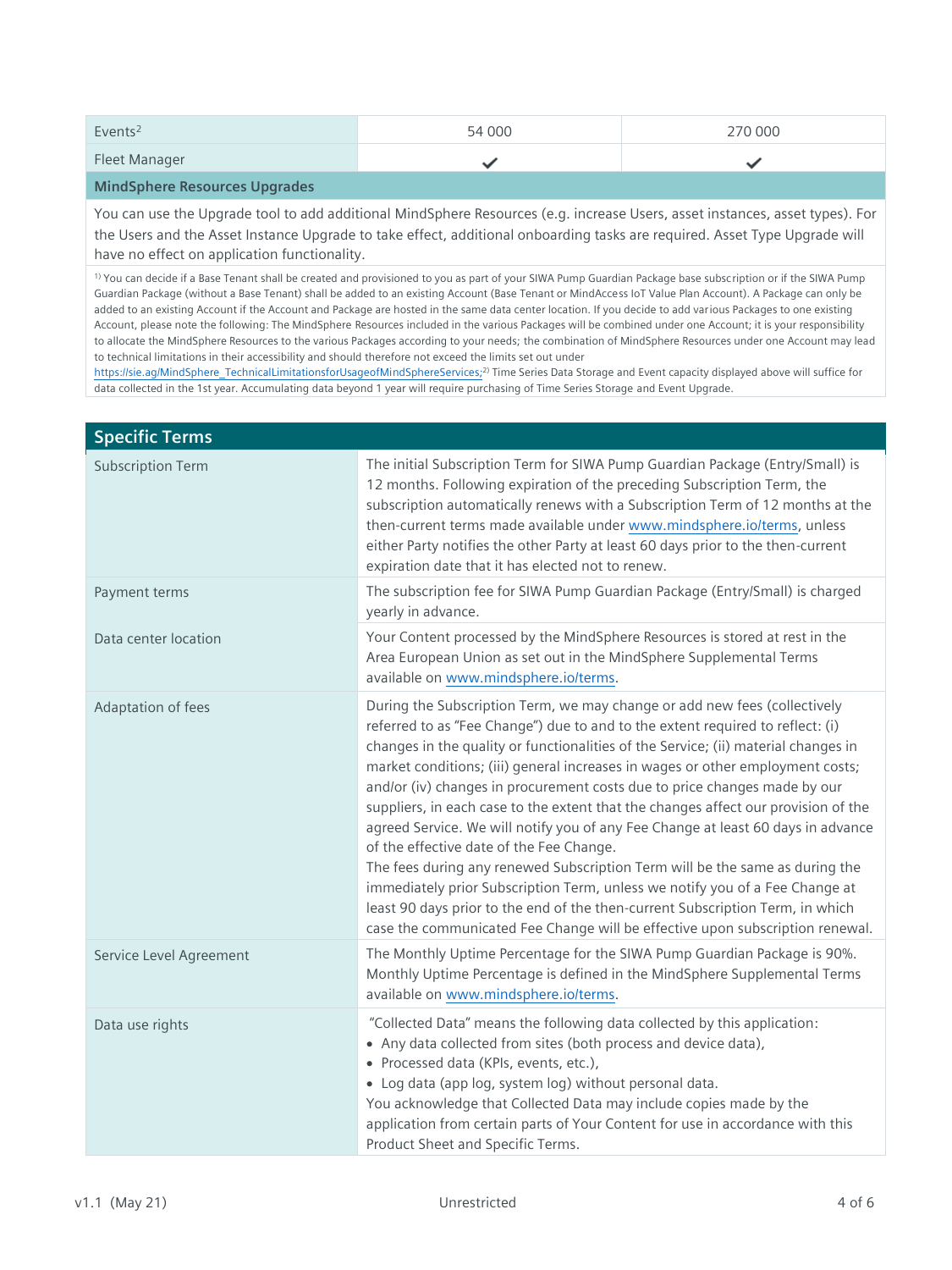| | | |
|---|---|---|
| Events[2] | 54 000 | 270 000 |
| Fleet Manager | ✔ | ✔ |
| **MindSphere Resources Upgrades** | | |
| You can use the Upgrade tool to add additional MindSphere Resources (e.g. increase Users, asset instances, asset types). For the Users and the Asset Instance Upgrade to take effect, additional onboarding tasks are required. Asset Type Upgrade will have no effect on application functionality. | | |

[1] You can decide if a Base Tenant shall be created and provisioned to you as part of your SIWA Pump Guardian Package base subscription or if the SIWA Pump Guardian Package (without a Base Tenant) shall be added to an existing Account (Base Tenant or MindAccess IoT Value Plan Account). A Package can only be added to an existing Account if the Account and Package are hosted in the same data center location. If you decide to add various Packages to one existing Account, please note the following: The MindSphere Resources included in the various Packages will be combined under one Account; it is your responsibility to allocate the MindSphere Resources to the various Packages according to your needs; the combination of MindSphere Resources under one Account may lead to technical limitations in their accessibility and should therefore not exceed the limits set out under https://sie.ag/MindSphere_TechnicalLimitationsforUsageofMindSphereServices; [2] Time Series Data Storage and Event capacity displayed above will suffice for data collected in the 1st year. Accumulating data beyond 1 year will require purchasing of Time Series Storage and Event Upgrade.

## Specific Terms

| | |
|---|---|
| Subscription Term | The initial Subscription Term for SIWA Pump Guardian Package (Entry/Small) is 12 months. Following expiration of the preceding Subscription Term, the subscription automatically renews with a Subscription Term of 12 months at the then-current terms made available under www.mindsphere.io/terms, unless either Party notifies the other Party at least 60 days prior to the then-current expiration date that it has elected not to renew. |
| Payment terms | The subscription fee for SIWA Pump Guardian Package (Entry/Small) is charged yearly in advance. |
| Data center location | Your Content processed by the MindSphere Resources is stored at rest in the Area European Union as set out in the MindSphere Supplemental Terms available on www.mindsphere.io/terms. |
| Adaptation of fees | During the Subscription Term, we may change or add new fees (collectively referred to as "Fee Change") due to and to the extent required to reflect: (i) changes in the quality or functionalities of the Service; (ii) material changes in market conditions; (iii) general increases in wages or other employment costs; and/or (iv) changes in procurement costs due to price changes made by our suppliers, in each case to the extent that the changes affect our provision of the agreed Service. We will notify you of any Fee Change at least 60 days in advance of the effective date of the Fee Change.<br>The fees during any renewed Subscription Term will be the same as during the immediately prior Subscription Term, unless we notify you of a Fee Change at least 90 days prior to the end of the then-current Subscription Term, in which case the communicated Fee Change will be effective upon subscription renewal. |
| Service Level Agreement | The Monthly Uptime Percentage for the SIWA Pump Guardian Package is 90%. Monthly Uptime Percentage is defined in the MindSphere Supplemental Terms available on www.mindsphere.io/terms. |
| Data use rights | "Collected Data" means the following data collected by this application:<br>• Any data collected from sites (both process and device data),<br>• Processed data (KPIs, events, etc.),<br>• Log data (app log, system log) without personal data.<br>You acknowledge that Collected Data may include copies made by the application from certain parts of Your Content for use in accordance with this Product Sheet and Specific Terms. |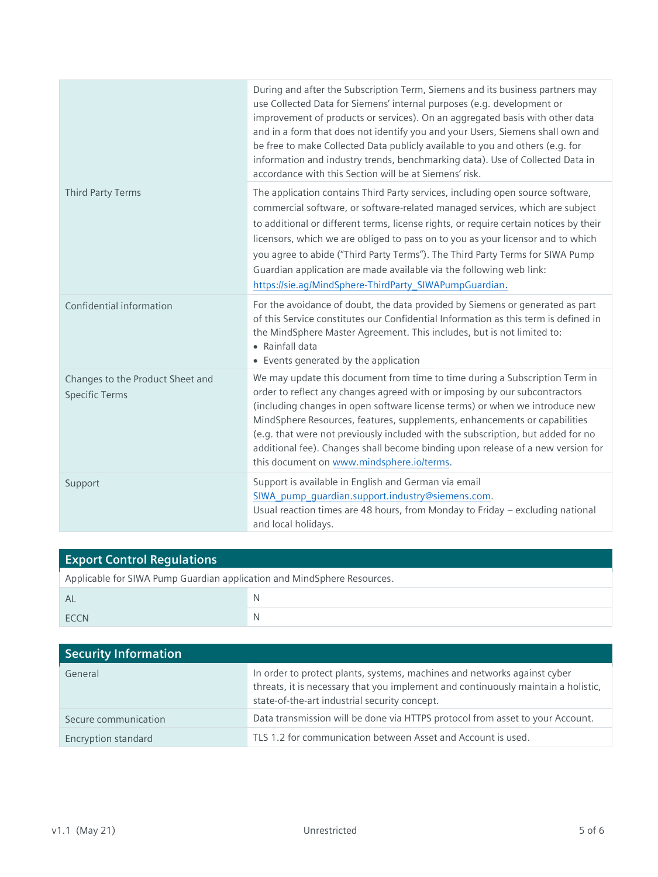| | |
|---|---|
| | During and after the Subscription Term, Siemens and its business partners may use Collected Data for Siemens' internal purposes (e.g. development or improvement of products or services). On an aggregated basis with other data and in a form that does not identify you and your Users, Siemens shall own and be free to make Collected Data publicly available to you and others (e.g. for information and industry trends, benchmarking data). Use of Collected Data in accordance with this Section will be at Siemens' risk. |
| Third Party Terms | The application contains Third Party services, including open source software, commercial software, or software-related managed services, which are subject to additional or different terms, license rights, or require certain notices by their licensors, which we are obliged to pass on to you as your licensor and to which you agree to abide ("Third Party Terms"). The Third Party Terms for SIWA Pump Guardian application are made available via the following web link: https://sie.ag/MindSphere-ThirdParty_SIWAPumpGuardian. |
| Confidential information | For the avoidance of doubt, the data provided by Siemens or generated as part of this Service constitutes our Confidential Information as this term is defined in the MindSphere Master Agreement. This includes, but is not limited to:<br>• Rainfall data<br>• Events generated by the application |
| Changes to the Product Sheet and Specific Terms | We may update this document from time to time during a Subscription Term in order to reflect any changes agreed with or imposing by our subcontractors (including changes in open software license terms) or when we introduce new MindSphere Resources, features, supplements, enhancements or capabilities (e.g. that were not previously included with the subscription, but added for no additional fee). Changes shall become binding upon release of a new version for this document on www.mindsphere.io/terms. |
| Support | Support is available in English and German via email SIWA_pump_guardian.support.industry@siemens.com.<br>Usual reaction times are 48 hours, from Monday to Friday – excluding national and local holidays. |

## Export Control Regulations

Applicable for SIWA Pump Guardian application and MindSphere Resources.

| | |
|---|---|
| AL | N |
| ECCN | N |

## Security Information

| | |
|---|---|
| General | In order to protect plants, systems, machines and networks against cyber threats, it is necessary that you implement and continuously maintain a holistic, state-of-the-art industrial security concept. |
| Secure communication | Data transmission will be done via HTTPS protocol from asset to your Account. |
| Encryption standard | TLS 1.2 for communication between Asset and Account is used. |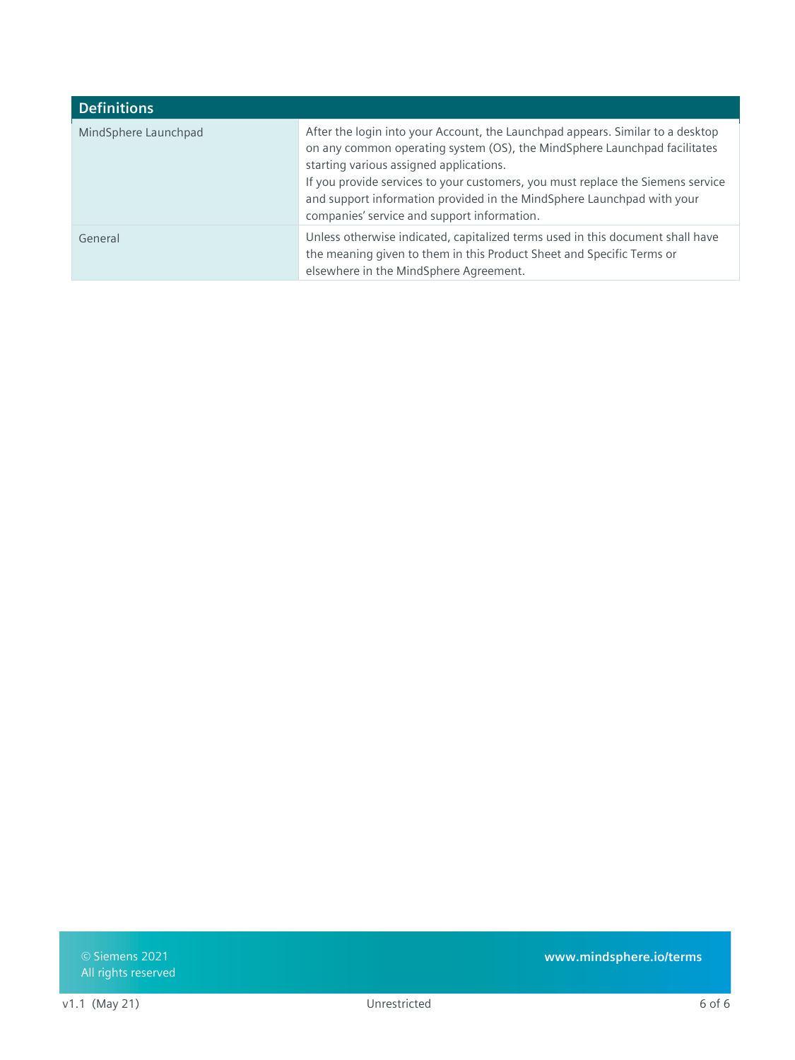| Definitions | |
|---|---|
| MindSphere Launchpad | After the login into your Account, the Launchpad appears. Similar to a desktop on any common operating system (OS), the MindSphere Launchpad facilitates starting various assigned applications.<br>If you provide services to your customers, you must replace the Siemens service and support information provided in the MindSphere Launchpad with your companies' service and support information. |
| General | Unless otherwise indicated, capitalized terms used in this document shall have the meaning given to them in this Product Sheet and Specific Terms or elsewhere in the MindSphere Agreement. |

© Siemens 2021
All rights reserved

**www.mindsphere.io/terms**

v1.1 (May 21)

Unrestricted